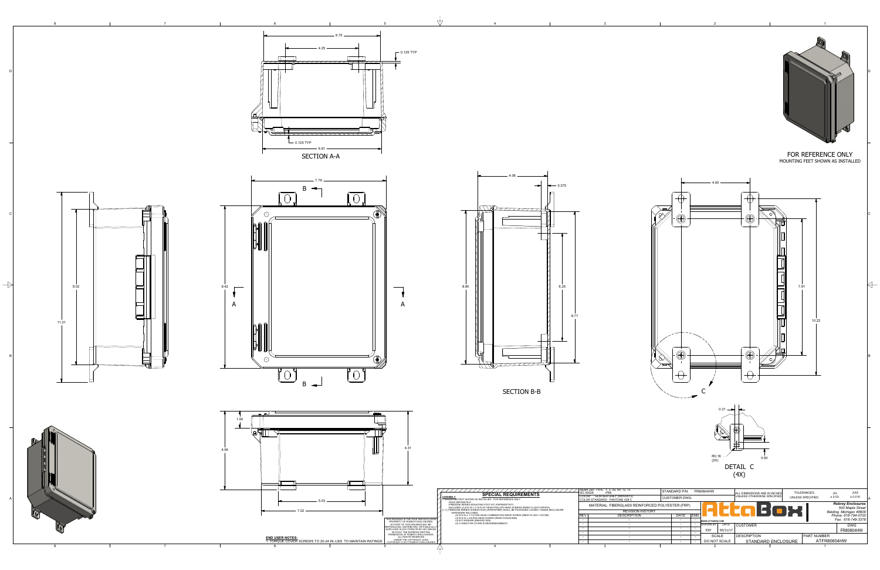SECTION A-A

6.75

4.25

0.125 TYP

0.125 TYP

6.91

FOR REFERENCE ONLY
MOUNTING FEET SHOWN AS INSTALLED

7.79

B

A

A

B

9.02

11.01

9.42

4.06

0.375

8.90

6.25

8.77

SECTION B-B

4.00

7.91

10.22

C

0.31

R0.16
(2X)

0.50

DETAIL C
(4X)

1.00

4.56

4.31

5.03

7.02

## SPECIAL REQUIREMENTS

ASSEMBLY:
1. MOUNTING FEET SHOWN AS INSTALLED - FOR REFERENCE ONLY
(SOLD SEPARATELY)
FREEDOM SERIES MOUNTING FOOT KIT (FRPMMSFTKIT)
INCLUDES (4) #10-32 x 7/16 FLAT HEAD PHILLIPS HEAD SCREWS (RMSC10-32X716PHPH)
2. (1) FREEDOM SERIES SCREW PACK (WFGPKFREP) SHALL BE PACKAGED LOOSELY INSIDE ENCLOSURE
HARDWARE INCLUDES:
(2) #10-32 x 1-1/4 PAN HEAD COMBINATION DRIVE SCREW (RMSC10-32X1-14COM)
(4) #10 WASHER (RMWASH10EN)
(4) #10-32 x 3/8 PAN HEAD SCREW (RMSC1032X38CN)
(2) O-RING FOR COVER SCREW (RMAS568007)

THIS DRAWING IS THE SOLE AND EXCLUSIVE PROPERTY OF ROBROY ENCLOSURES. NO PART OF THIS DRAWING MAY BE REPRODUCED, DISTRIBUTED, OR PUBLICALLY DISPLAYED IN ANY FORM OR BY ANY MEANS WITHOUT THE EXPRESS WRITTEN PERMISSION OF ROBROY ENCLOSURES. ALL RIGHTS RESERVED UNDER THE COPYRIGHT LAWS. COPYRIGHT © 2017 ROBROY ENCLOSURES

**END USER NOTES:**
1. TORQUE COVER SCREWS TO 20-24 IN.-LBS. TO MAINTAIN RATINGS

NEMA 250 TYPE: 1, 3, 3S, 4X, 12, 13
IEC 60529: IP66
COLOR: GLACIER GREY (WPH2813)
COLOR STANDARD: PANTONE 428 C

STANDARD P/N: FR80604HW
CUSTOMER DWG:

MATERIAL: FIBERGLASS REINFORCED POLYESTER (FRP)

REVISION HISTORY

| REV | DESCRIPTION | DATE | ENG |
|---|---|---|---|
| - | - | - | - |
| - | - | - | - |
| - | - | - | - |
| - | - | - | - |
| - | - | - | - |

ALL DIMENSIONS ARE IN INCHES UNLESS OTHERWISE SPECIFIED

| TOLERANCES UNLESS SPECIFIED | .XX | .XXX |
|---|---|---|
| | ± 0.03 | ± 0.010 |

AttaBox
WWW.ATTABOX.COM

*Robroy Enclosures*
*500 Maple Street*
*Belding, Michigan 48809*
*Phone: 616-794-0700*
*Fax: 616-749-3378*

| DRAWN BY | DATE |
|---|---|
| E91 | 05/11/17 |

CUSTOMER

DWG
FR80604HW

SCALE
DO NOT SCALE

DESCRIPTION
STANDARD ENCLOSURE

PART NUMBER
ATFR80604HW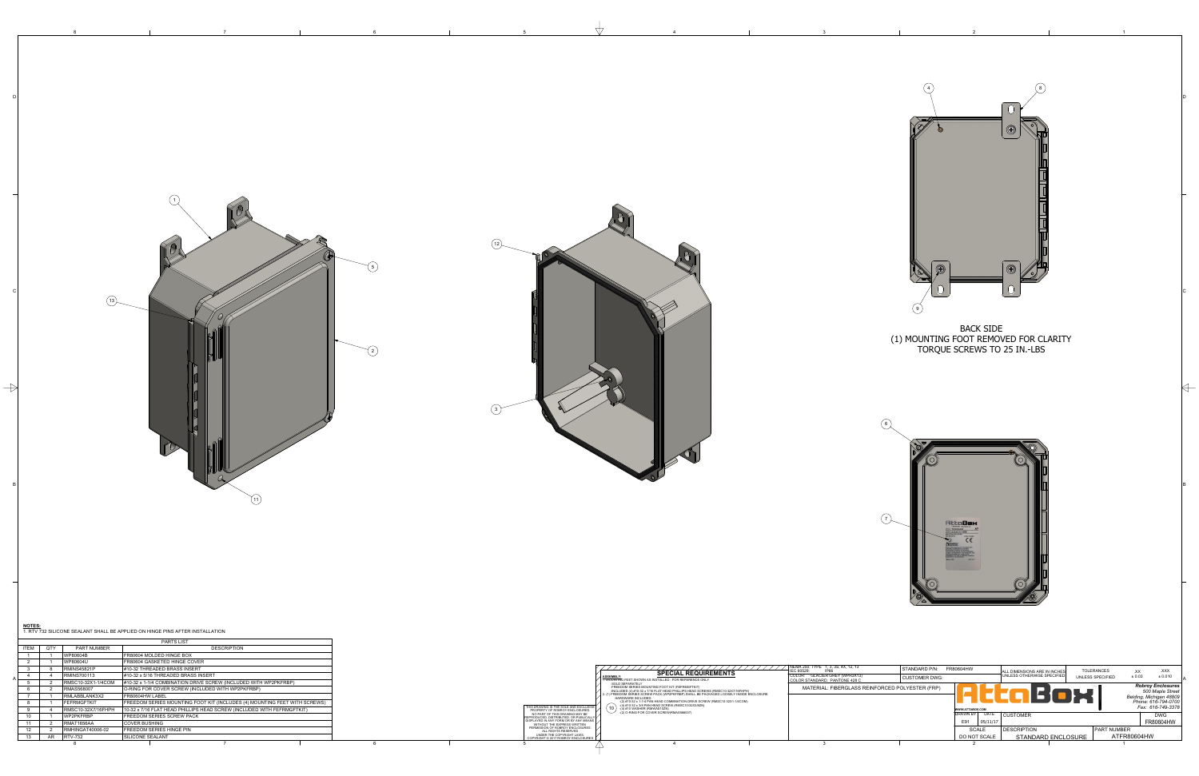BACK SIDE
(1) MOUNTING FOOT REMOVED FOR CLARITY
TORQUE SCREWS TO 25 IN.-LBS

**NOTES:**

1. RTV 732 SILICONE SEALANT SHALL BE APPLIED ON HINGE PINS AFTER INSTALLATION

PARTS LIST

| ITEM | QTY | PART NUMBER | DESCRIPTION |
|---|---|---|---|
| 1 | 1 | WP80604B | FR80604 MOLDED HINGE BOX |
| 2 | 1 | WP80604U | FR80604 GASKETED HINGE COVER |
| 3 | 8 | RMINS45821P | #10-32 THREADED BRASS INSERT |
| 4 | 4 | RMINS700113 | #10-32 x 5/16 THREADED BRASS INSERT |
| 5 | 2 | RMSC10-32X1-1/4COM | #10-32 x 1-1/4 COMBINATION DRIVE SCREW (INCLUDED WITH WP2PKFRBP) |
| 6 | 2 | RMAS568007 | O-RING FOR COVER SCREW (INCLUDED WITH WP2PKFRBP) |
| 7 | 1 | RMLABBLANK3X2 | FR80604HW LABEL |
| 8 | 1 | FEFRMGFTKIT | FREEDOM SERIES MOUNTING FOOT KIT (INCLUDES (4) MOUNTING FEET WITH SCREWS) |
| 9 | 4 | RMSC10-32X7/16FHPH | 10-32 x 7/16 FLAT HEAD PHILLIPS HEAD SCREW (INCLUDED WITH FEFRMGFTKIT) |
| 10 | 1 | WP2PKFRBP | FREEDOM SERIES SCREW PACK |
| 11 | 2 | RMAT1656AA | COVER BUSHING |
| 12 | 2 | RMHINGAT40006-02 | FREEDOM SERIES HINGE PIN |
| 13 | AR | RTV-732 | SILICONE SEALANT |

THIS DRAWING IS THE SOLE AND EXCLUSIVE PROPERTY OF ROBROY ENCLOSURES. NO PART OF THIS DRAWING MAY BE REPRODUCED, DISTRIBUTED, OR PUBLICALLY DISPLAYED IN ANY FORM OR BY ANY MEANS WITHOUT THE EXPRESS WRITTEN PERMISSION OF ROBROY ENCLOSURES. ALL RIGHTS RESERVED UNDER THE COPYRIGHT LAWS. COPYRIGHT © 2017 ROBROY ENCLOSURES

**SPECIAL REQUIREMENTS**

ASSEMBLY:
1. MOUNTING FEET SHOWN AS INSTALLED - FOR REFERENCE ONLY (SOLD SEPARATELY)
FREEDOM SERIES MOUNTING FOOT KIT (FEFRMGFTKIT)
INCLUDES (4) #10-32 x 7/16 FLAT HEAD PHILLIPS HEAD SCREWS (RMSC10-32X7/16FHPH)
2. (1) FREEDOM SERIES SCREW PACK (WP2PKFRBP) SHALL BE PACKAGED LOOSELY INSIDE ENCLOSURE
HARDWARE INCLUDES:
(2) #10-32 x 1-1/4 PAN HEAD COMBINATION DRIVE SCREW (RMSC10-32X1-1/4COM)
(2) #10-32 x 3/8 PAN HEAD SCREW (RMSC1032X38PH)
(2) #10 WASHER (RMWAS10EN)
(2) O-RING FOR COVER SCREW (RMAS568007)

NEMA 250: TYPE 1, 3, 3S, 4X, 12, 13
IEC 60529: IP66
COLOR: GLACIER GREY (WP42K12)
COLOR STANDARD: PANTONE 428 C
MATERIAL: FIBERGLASS REINFORCED POLYESTER (FRP)

STANDARD P/N: FR80604HW
CUSTOMER DWG:

ALL DIMENSIONS ARE IN INCHES UNLESS OTHERWISE SPECIFIED

TOLERANCES UNLESS SPECIFIED: .XX ± 0.03, .XXX ± 0.010

AttaBox
WWW.ATTABOX.COM

*Robroy Enclosures*
*505 Maple Street*
*Belding, Michigan 48809*
*Phone: 616-794-0700*
*Fax: 616-749-3378*

DRAWN BY: E91
DATE: 05/11/17
CUSTOMER
DWG: FR80604HW

SCALE: DO NOT SCALE
DESCRIPTION: STANDARD ENCLOSURE
PART NUMBER: ATFR80604HW